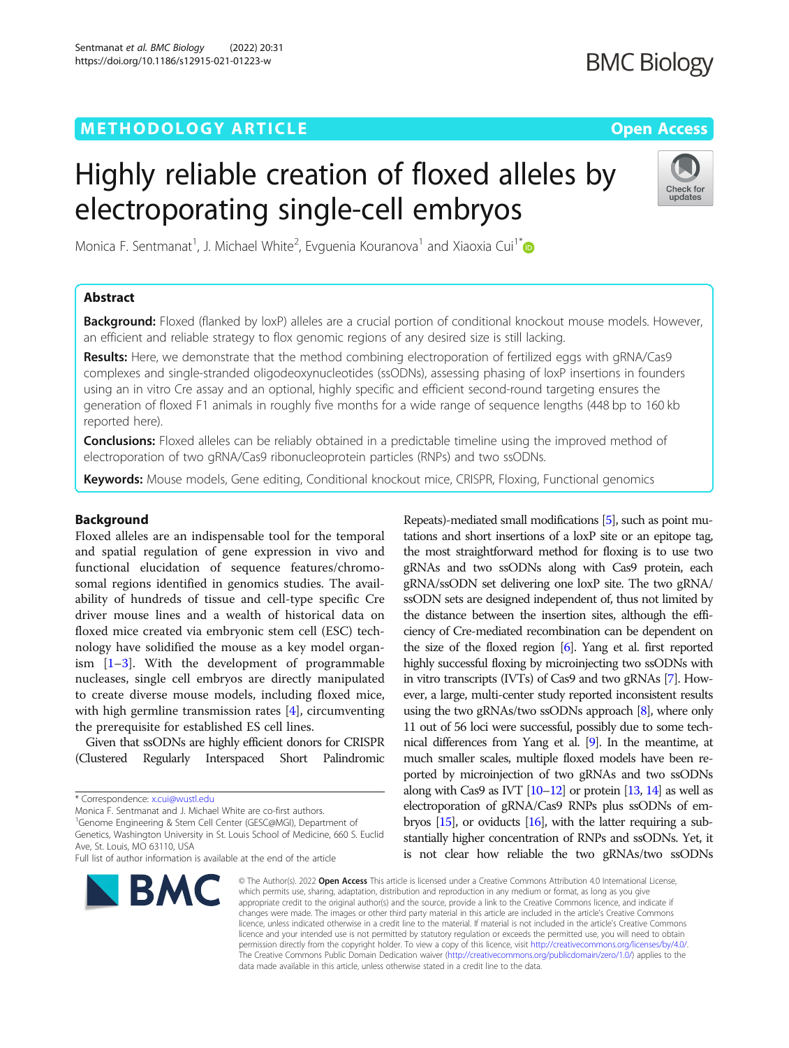METHODOLOGY ARTICLE

Open Access

# Highly reliable creation of floxed alleles by electroporating single-cell embryos

Monica F. Sentmanat[1], J. Michael White[2], Evguenia Kouranova[1] and Xiaoxia Cui[1*]

## Abstract

**Background:** Floxed (flanked by loxP) alleles are a crucial portion of conditional knockout mouse models. However, an efficient and reliable strategy to flox genomic regions of any desired size is still lacking.

**Results:** Here, we demonstrate that the method combining electroporation of fertilized eggs with gRNA/Cas9 complexes and single-stranded oligodeoxynucleotides (ssODNs), assessing phasing of loxP insertions in founders using an in vitro Cre assay and an optional, highly specific and efficient second-round targeting ensures the generation of floxed F1 animals in roughly five months for a wide range of sequence lengths (448 bp to 160 kb reported here).

**Conclusions:** Floxed alleles can be reliably obtained in a predictable timeline using the improved method of electroporation of two gRNA/Cas9 ribonucleoprotein particles (RNPs) and two ssODNs.

**Keywords:** Mouse models, Gene editing, Conditional knockout mice, CRISPR, Floxing, Functional genomics

## Background

Floxed alleles are an indispensable tool for the temporal and spatial regulation of gene expression in vivo and functional elucidation of sequence features/chromosomal regions identified in genomics studies. The availability of hundreds of tissue and cell-type specific Cre driver mouse lines and a wealth of historical data on floxed mice created via embryonic stem cell (ESC) technology have solidified the mouse as a key model organism [1–3]. With the development of programmable nucleases, single cell embryos are directly manipulated to create diverse mouse models, including floxed mice, with high germline transmission rates [4], circumventing the prerequisite for established ES cell lines.

Given that ssODNs are highly efficient donors for CRISPR (Clustered Regularly Interspaced Short Palindromic Repeats)-mediated small modifications [5], such as point mutations and short insertions of a loxP site or an epitope tag, the most straightforward method for floxing is to use two gRNAs and two ssODNs along with Cas9 protein, each gRNA/ssODN set delivering one loxP site. The two gRNA/ssODN sets are designed independent of, thus not limited by the distance between the insertion sites, although the efficiency of Cre-mediated recombination can be dependent on the size of the floxed region [6]. Yang et al. first reported highly successful floxing by microinjecting two ssODNs with in vitro transcripts (IVTs) of Cas9 and two gRNAs [7]. However, a large, multi-center study reported inconsistent results using the two gRNAs/two ssODNs approach [8], where only 11 out of 56 loci were successful, possibly due to some technical differences from Yang et al. [9]. In the meantime, at much smaller scales, multiple floxed models have been reported by microinjection of two gRNAs and two ssODNs along with Cas9 as IVT [10–12] or protein [13, 14] as well as electroporation of gRNA/Cas9 RNPs plus ssODNs of embryos [15], or oviducts [16], with the latter requiring a substantially higher concentration of RNPs and ssODNs. Yet, it is not clear how reliable the two gRNAs/two ssODNs

\* Correspondence: x.cui@wustl.edu

Monica F. Sentmanat and J. Michael White are co-first authors.

[1]Genome Engineering & Stem Cell Center (GESC@MGI), Department of Genetics, Washington University in St. Louis School of Medicine, 660 S. Euclid Ave, St. Louis, MO 63110, USA

Full list of author information is available at the end of the article

© The Author(s). 2022 **Open Access** This article is licensed under a Creative Commons Attribution 4.0 International License, which permits use, sharing, adaptation, distribution and reproduction in any medium or format, as long as you give appropriate credit to the original author(s) and the source, provide a link to the Creative Commons licence, and indicate if changes were made. The images or other third party material in this article are included in the article's Creative Commons licence, unless indicated otherwise in a credit line to the material. If material is not included in the article's Creative Commons licence and your intended use is not permitted by statutory regulation or exceeds the permitted use, you will need to obtain permission directly from the copyright holder. To view a copy of this licence, visit http://creativecommons.org/licenses/by/4.0/. The Creative Commons Public Domain Dedication waiver (http://creativecommons.org/publicdomain/zero/1.0/) applies to the data made available in this article, unless otherwise stated in a credit line to the data.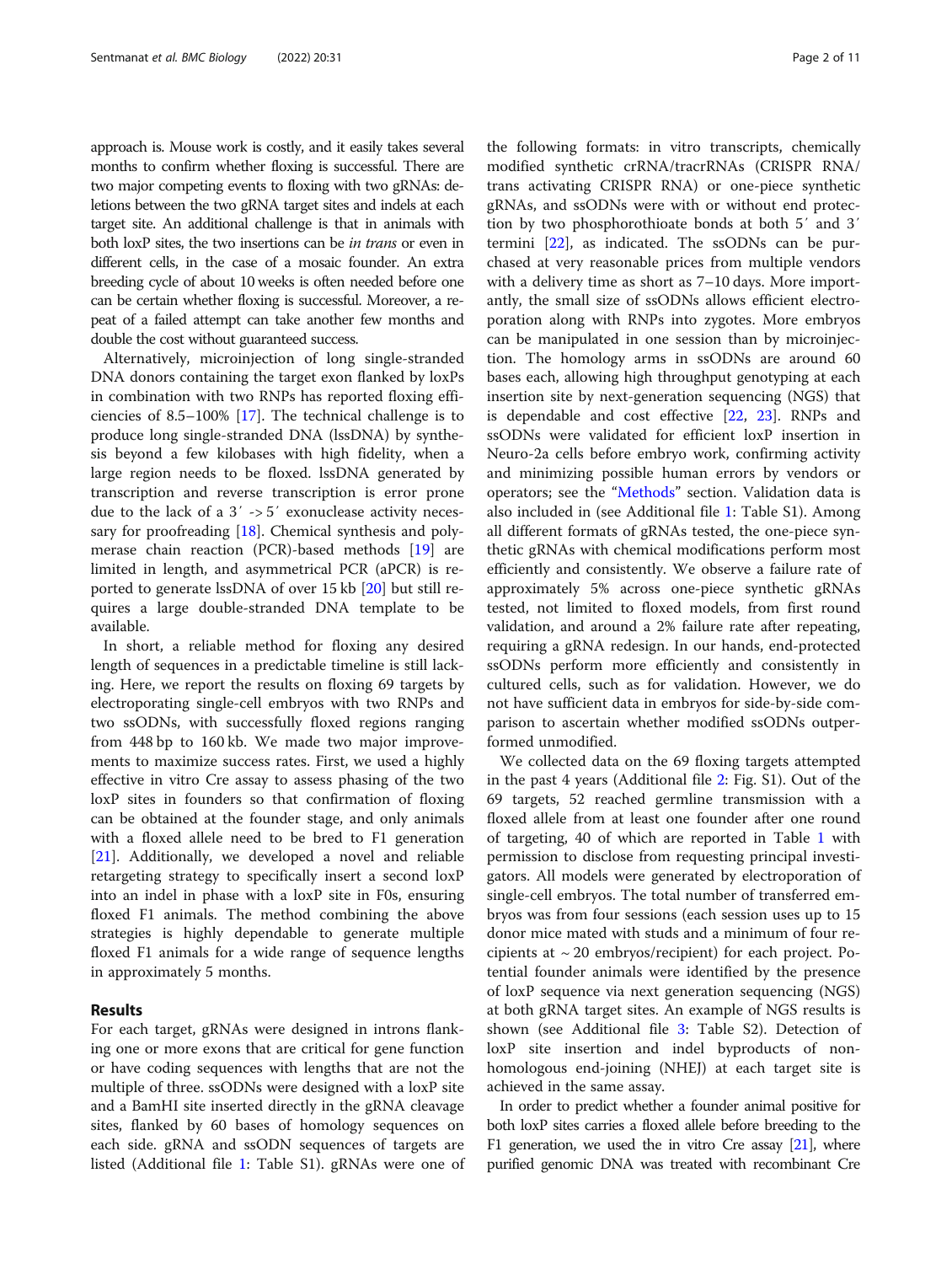approach is. Mouse work is costly, and it easily takes several months to confirm whether floxing is successful. There are two major competing events to floxing with two gRNAs: deletions between the two gRNA target sites and indels at each target site. An additional challenge is that in animals with both loxP sites, the two insertions can be *in trans* or even in different cells, in the case of a mosaic founder. An extra breeding cycle of about 10 weeks is often needed before one can be certain whether floxing is successful. Moreover, a repeat of a failed attempt can take another few months and double the cost without guaranteed success.

Alternatively, microinjection of long single-stranded DNA donors containing the target exon flanked by loxPs in combination with two RNPs has reported floxing efficiencies of 8.5–100% [17]. The technical challenge is to produce long single-stranded DNA (lssDNA) by synthesis beyond a few kilobases with high fidelity, when a large region needs to be floxed. lssDNA generated by transcription and reverse transcription is error prone due to the lack of a 3′ -> 5′ exonuclease activity necessary for proofreading [18]. Chemical synthesis and polymerase chain reaction (PCR)-based methods [19] are limited in length, and asymmetrical PCR (aPCR) is reported to generate lssDNA of over 15 kb [20] but still requires a large double-stranded DNA template to be available.

In short, a reliable method for floxing any desired length of sequences in a predictable timeline is still lacking. Here, we report the results on floxing 69 targets by electroporating single-cell embryos with two RNPs and two ssODNs, with successfully floxed regions ranging from 448 bp to 160 kb. We made two major improvements to maximize success rates. First, we used a highly effective in vitro Cre assay to assess phasing of the two loxP sites in founders so that confirmation of floxing can be obtained at the founder stage, and only animals with a floxed allele need to be bred to F1 generation [21]. Additionally, we developed a novel and reliable retargeting strategy to specifically insert a second loxP into an indel in phase with a loxP site in F0s, ensuring floxed F1 animals. The method combining the above strategies is highly dependable to generate multiple floxed F1 animals for a wide range of sequence lengths in approximately 5 months.

## Results

For each target, gRNAs were designed in introns flanking one or more exons that are critical for gene function or have coding sequences with lengths that are not the multiple of three. ssODNs were designed with a loxP site and a BamHI site inserted directly in the gRNA cleavage sites, flanked by 60 bases of homology sequences on each side. gRNA and ssODN sequences of targets are listed (Additional file 1: Table S1). gRNAs were one of the following formats: in vitro transcripts, chemically modified synthetic crRNA/tracrRNAs (CRISPR RNA/trans activating CRISPR RNA) or one-piece synthetic gRNAs, and ssODNs were with or without end protection by two phosphorothioate bonds at both 5′ and 3′ termini [22], as indicated. The ssODNs can be purchased at very reasonable prices from multiple vendors with a delivery time as short as 7–10 days. More importantly, the small size of ssODNs allows efficient electroporation along with RNPs into zygotes. More embryos can be manipulated in one session than by microinjection. The homology arms in ssODNs are around 60 bases each, allowing high throughput genotyping at each insertion site by next-generation sequencing (NGS) that is dependable and cost effective [22, 23]. RNPs and ssODNs were validated for efficient loxP insertion in Neuro-2a cells before embryo work, confirming activity and minimizing possible human errors by vendors or operators; see the "Methods" section. Validation data is also included in (see Additional file 1: Table S1). Among all different formats of gRNAs tested, the one-piece synthetic gRNAs with chemical modifications perform most efficiently and consistently. We observe a failure rate of approximately 5% across one-piece synthetic gRNAs tested, not limited to floxed models, from first round validation, and around a 2% failure rate after repeating, requiring a gRNA redesign. In our hands, end-protected ssODNs perform more efficiently and consistently in cultured cells, such as for validation. However, we do not have sufficient data in embryos for side-by-side comparison to ascertain whether modified ssODNs outperformed unmodified.

We collected data on the 69 floxing targets attempted in the past 4 years (Additional file 2: Fig. S1). Out of the 69 targets, 52 reached germline transmission with a floxed allele from at least one founder after one round of targeting, 40 of which are reported in Table 1 with permission to disclose from requesting principal investigators. All models were generated by electroporation of single-cell embryos. The total number of transferred embryos was from four sessions (each session uses up to 15 donor mice mated with studs and a minimum of four recipients at ~ 20 embryos/recipient) for each project. Potential founder animals were identified by the presence of loxP sequence via next generation sequencing (NGS) at both gRNA target sites. An example of NGS results is shown (see Additional file 3: Table S2). Detection of loxP site insertion and indel byproducts of non-homologous end-joining (NHEJ) at each target site is achieved in the same assay.

In order to predict whether a founder animal positive for both loxP sites carries a floxed allele before breeding to the F1 generation, we used the in vitro Cre assay [21], where purified genomic DNA was treated with recombinant Cre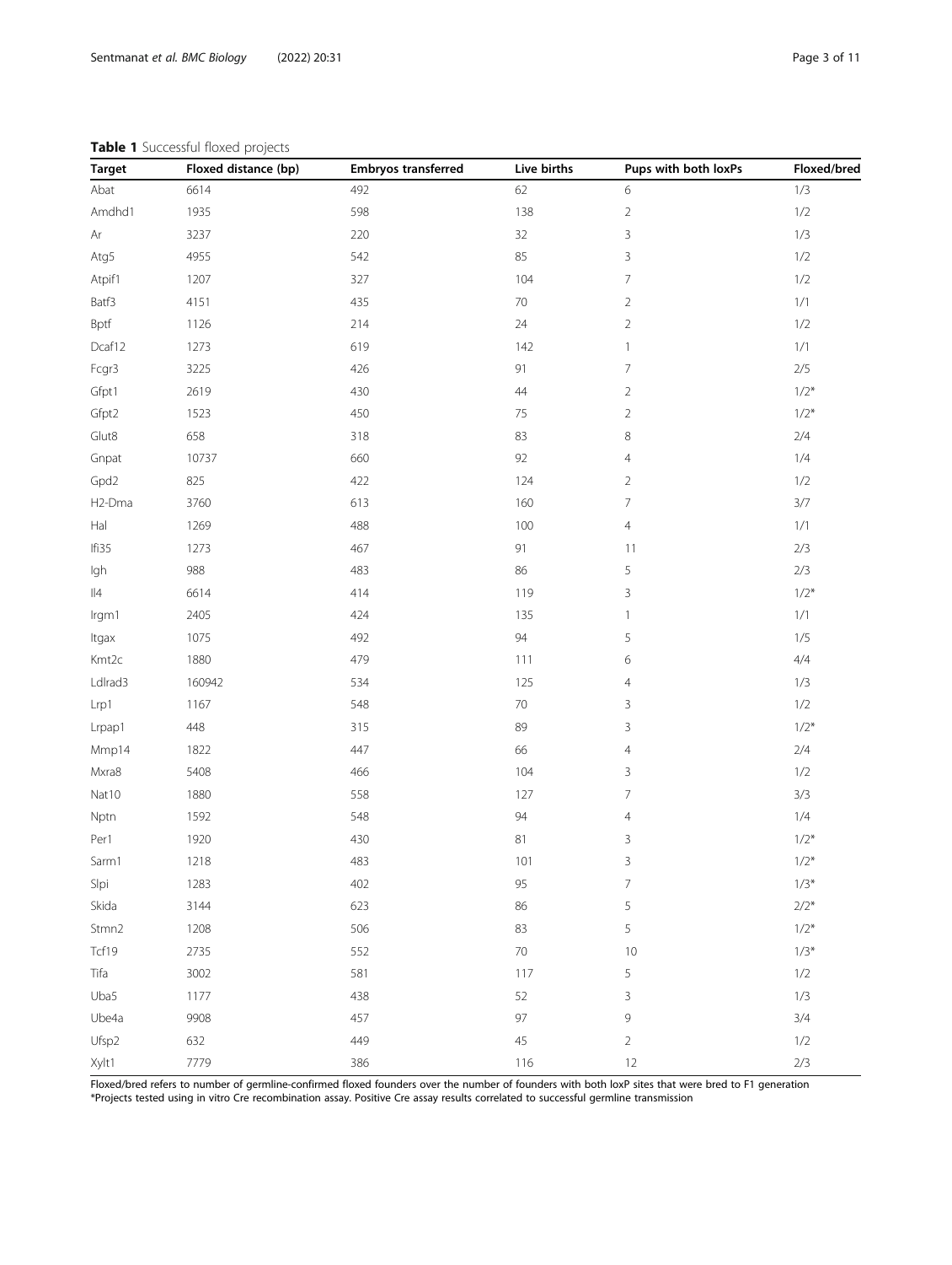**Table 1** Successful floxed projects

| Target | Floxed distance (bp) | Embryos transferred | Live births | Pups with both loxPs | Floxed/bred |
|---|---|---|---|---|---|
| Abat | 6614 | 492 | 62 | 6 | 1/3 |
| Amdhd1 | 1935 | 598 | 138 | 2 | 1/2 |
| Ar | 3237 | 220 | 32 | 3 | 1/3 |
| Atg5 | 4955 | 542 | 85 | 3 | 1/2 |
| Atpif1 | 1207 | 327 | 104 | 7 | 1/2 |
| Batf3 | 4151 | 435 | 70 | 2 | 1/1 |
| Bptf | 1126 | 214 | 24 | 2 | 1/2 |
| Dcaf12 | 1273 | 619 | 142 | 1 | 1/1 |
| Fcgr3 | 3225 | 426 | 91 | 7 | 2/5 |
| Gfpt1 | 2619 | 430 | 44 | 2 | 1/2* |
| Gfpt2 | 1523 | 450 | 75 | 2 | 1/2* |
| Glut8 | 658 | 318 | 83 | 8 | 2/4 |
| Gnpat | 10737 | 660 | 92 | 4 | 1/4 |
| Gpd2 | 825 | 422 | 124 | 2 | 1/2 |
| H2-Dma | 3760 | 613 | 160 | 7 | 3/7 |
| Hal | 1269 | 488 | 100 | 4 | 1/1 |
| Ifi35 | 1273 | 467 | 91 | 11 | 2/3 |
| Igh | 988 | 483 | 86 | 5 | 2/3 |
| Il4 | 6614 | 414 | 119 | 3 | 1/2* |
| Irgm1 | 2405 | 424 | 135 | 1 | 1/1 |
| Itgax | 1075 | 492 | 94 | 5 | 1/5 |
| Kmt2c | 1880 | 479 | 111 | 6 | 4/4 |
| Ldlrad3 | 160942 | 534 | 125 | 4 | 1/3 |
| Lrp1 | 1167 | 548 | 70 | 3 | 1/2 |
| Lrpap1 | 448 | 315 | 89 | 3 | 1/2* |
| Mmp14 | 1822 | 447 | 66 | 4 | 2/4 |
| Mxra8 | 5408 | 466 | 104 | 3 | 1/2 |
| Nat10 | 1880 | 558 | 127 | 7 | 3/3 |
| Nptn | 1592 | 548 | 94 | 4 | 1/4 |
| Per1 | 1920 | 430 | 81 | 3 | 1/2* |
| Sarm1 | 1218 | 483 | 101 | 3 | 1/2* |
| Slpi | 1283 | 402 | 95 | 7 | 1/3* |
| Skida | 3144 | 623 | 86 | 5 | 2/2* |
| Stmn2 | 1208 | 506 | 83 | 5 | 1/2* |
| Tcf19 | 2735 | 552 | 70 | 10 | 1/3* |
| Tifa | 3002 | 581 | 117 | 5 | 1/2 |
| Uba5 | 1177 | 438 | 52 | 3 | 1/3 |
| Ube4a | 9908 | 457 | 97 | 9 | 3/4 |
| Ufsp2 | 632 | 449 | 45 | 2 | 1/2 |
| Xylt1 | 7779 | 386 | 116 | 12 | 2/3 |

Floxed/bred refers to number of germline-confirmed floxed founders over the number of founders with both loxP sites that were bred to F1 generation
*Projects tested using in vitro Cre recombination assay. Positive Cre assay results correlated to successful germline transmission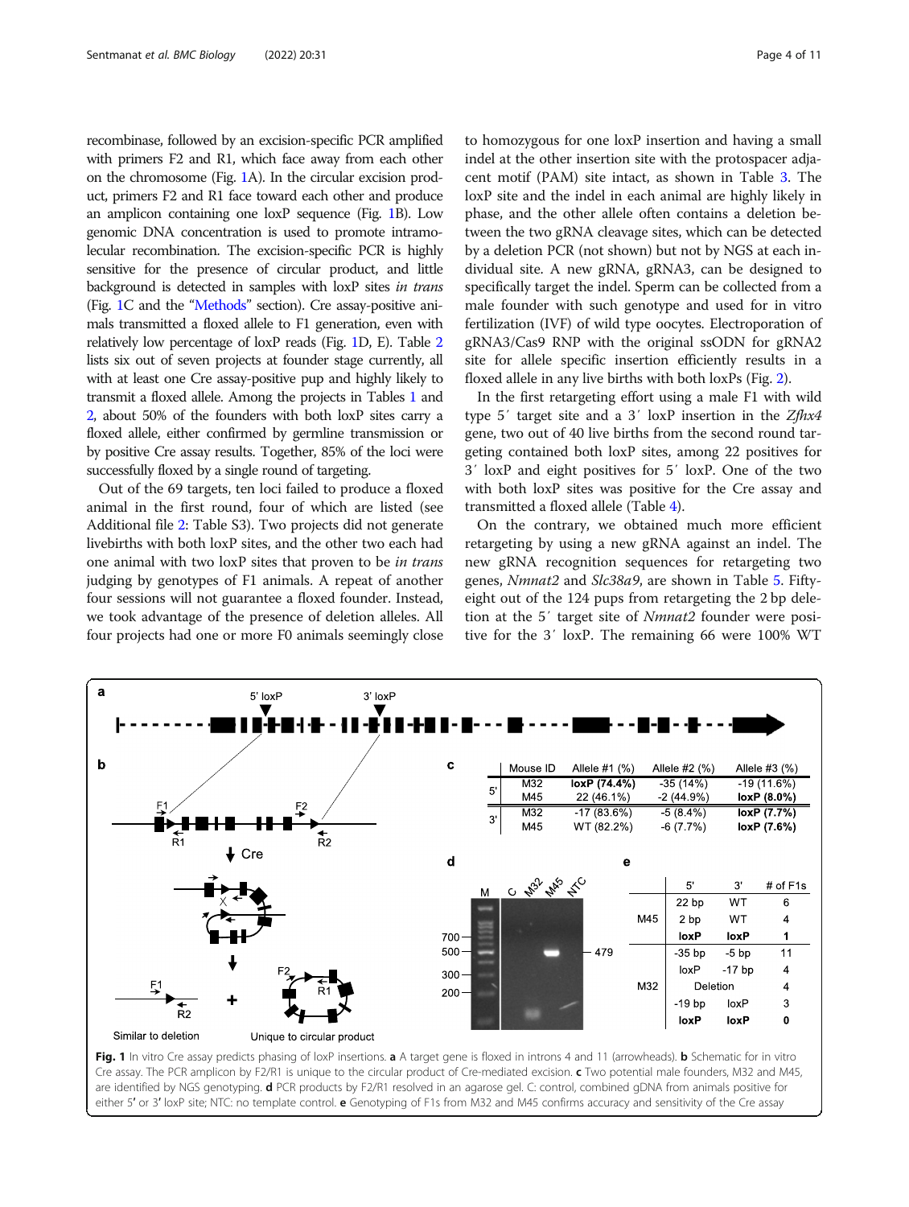recombinase, followed by an excision-specific PCR amplified with primers F2 and R1, which face away from each other on the chromosome (Fig. 1A). In the circular excision product, primers F2 and R1 face toward each other and produce an amplicon containing one loxP sequence (Fig. 1B). Low genomic DNA concentration is used to promote intramolecular recombination. The excision-specific PCR is highly sensitive for the presence of circular product, and little background is detected in samples with loxP sites *in trans* (Fig. 1C and the "Methods" section). Cre assay-positive animals transmitted a floxed allele to F1 generation, even with relatively low percentage of loxP reads (Fig. 1D, E). Table 2 lists six out of seven projects at founder stage currently, all with at least one Cre assay-positive pup and highly likely to transmit a floxed allele. Among the projects in Tables 1 and 2, about 50% of the founders with both loxP sites carry a floxed allele, either confirmed by germline transmission or by positive Cre assay results. Together, 85% of the loci were successfully floxed by a single round of targeting.

Out of the 69 targets, ten loci failed to produce a floxed animal in the first round, four of which are listed (see Additional file 2: Table S3). Two projects did not generate livebirths with both loxP sites, and the other two each had one animal with two loxP sites that proven to be *in trans* judging by genotypes of F1 animals. A repeat of another four sessions will not guarantee a floxed founder. Instead, we took advantage of the presence of deletion alleles. All four projects had one or more F0 animals seemingly close to homozygous for one loxP insertion and having a small indel at the other insertion site with the protospacer adjacent motif (PAM) site intact, as shown in Table 3. The loxP site and the indel in each animal are highly likely in phase, and the other allele often contains a deletion between the two gRNA cleavage sites, which can be detected by a deletion PCR (not shown) but not by NGS at each individual site. A new gRNA, gRNA3, can be designed to specifically target the indel. Sperm can be collected from a male founder with such genotype and used for in vitro fertilization (IVF) of wild type oocytes. Electroporation of gRNA3/Cas9 RNP with the original ssODN for gRNA2 site for allele specific insertion efficiently results in a floxed allele in any live births with both loxPs (Fig. 2).

In the first retargeting effort using a male F1 with wild type 5′ target site and a 3′ loxP insertion in the *Zfhx4* gene, two out of 40 live births from the second round targeting contained both loxP sites, among 22 positives for 3′ loxP and eight positives for 5′ loxP. One of the two with both loxP sites was positive for the Cre assay and transmitted a floxed allele (Table 4).

On the contrary, we obtained much more efficient retargeting by using a new gRNA against an indel. The new gRNA recognition sequences for retargeting two genes, *Nmnat2* and *Slc38a9*, are shown in Table 5. Fifty-eight out of the 124 pups from retargeting the 2 bp deletion at the 5′ target site of *Nmnat2* founder were positive for the 3′ loxP. The remaining 66 were 100% WT

**Fig. 1** In vitro Cre assay predicts phasing of loxP insertions. **a** A target gene is floxed in introns 4 and 11 (arrowheads). **b** Schematic for in vitro Cre assay. The PCR amplicon by F2/R1 is unique to the circular product of Cre-mediated excision. **c** Two potential male founders, M32 and M45, are identified by NGS genotyping. **d** PCR products by F2/R1 resolved in an agarose gel. C: control, combined gDNA from animals positive for either 5′ or 3′ loxP site; NTC: no template control. **e** Genotyping of F1s from M32 and M45 confirms accuracy and sensitivity of the Cre assay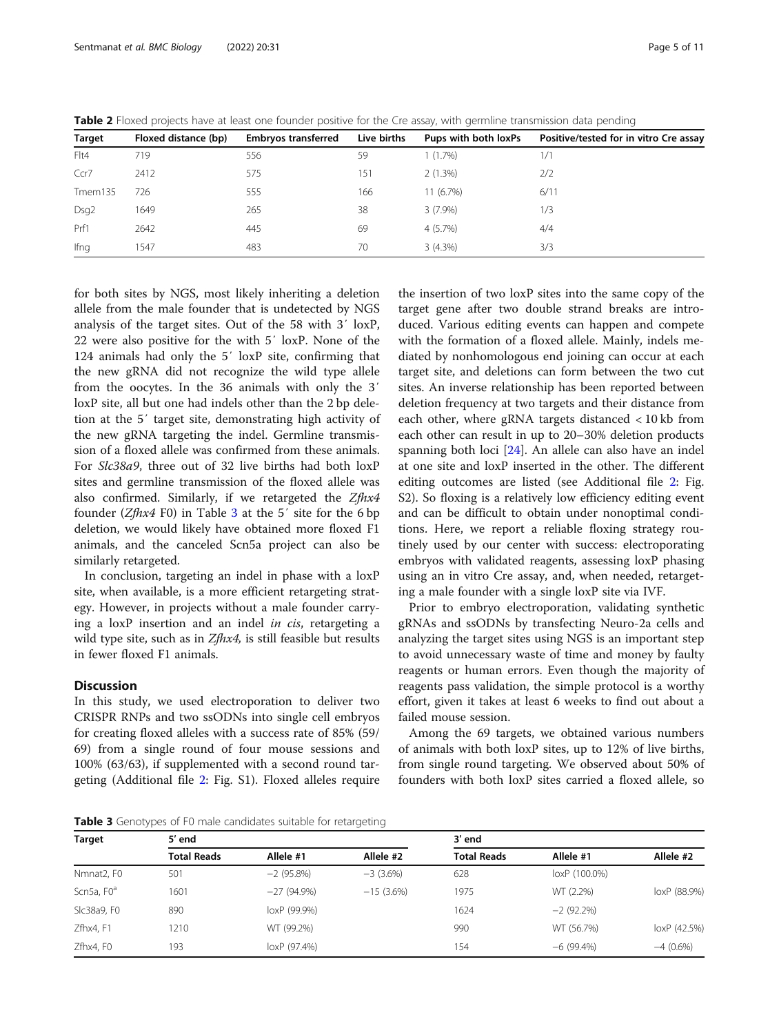**Table 2** Floxed projects have at least one founder positive for the Cre assay, with germline transmission data pending

| Target | Floxed distance (bp) | Embryos transferred | Live births | Pups with both loxPs | Positive/tested for in vitro Cre assay |
|---|---|---|---|---|---|
| Flt4 | 719 | 556 | 59 | 1 (1.7%) | 1/1 |
| Ccr7 | 2412 | 575 | 151 | 2 (1.3%) | 2/2 |
| Tmem135 | 726 | 555 | 166 | 11 (6.7%) | 6/11 |
| Dsg2 | 1649 | 265 | 38 | 3 (7.9%) | 1/3 |
| Prf1 | 2642 | 445 | 69 | 4 (5.7%) | 4/4 |
| Ifng | 1547 | 483 | 70 | 3 (4.3%) | 3/3 |

for both sites by NGS, most likely inheriting a deletion allele from the male founder that is undetected by NGS analysis of the target sites. Out of the 58 with 3′ loxP, 22 were also positive for the with 5′ loxP. None of the 124 animals had only the 5′ loxP site, confirming that the new gRNA did not recognize the wild type allele from the oocytes. In the 36 animals with only the 3′ loxP site, all but one had indels other than the 2 bp deletion at the 5′ target site, demonstrating high activity of the new gRNA targeting the indel. Germline transmission of a floxed allele was confirmed from these animals. For *Slc38a9*, three out of 32 live births had both loxP sites and germline transmission of the floxed allele was also confirmed. Similarly, if we retargeted the *Zfhx4* founder (*Zfhx4* F0) in Table 3 at the 5′ site for the 6 bp deletion, we would likely have obtained more floxed F1 animals, and the canceled Scn5a project can also be similarly retargeted.

In conclusion, targeting an indel in phase with a loxP site, when available, is a more efficient retargeting strategy. However, in projects without a male founder carrying a loxP insertion and an indel *in cis*, retargeting a wild type site, such as in *Zfhx4*, is still feasible but results in fewer floxed F1 animals.

## Discussion

In this study, we used electroporation to deliver two CRISPR RNPs and two ssODNs into single cell embryos for creating floxed alleles with a success rate of 85% (59/69) from a single round of four mouse sessions and 100% (63/63), if supplemented with a second round targeting (Additional file 2: Fig. S1). Floxed alleles require the insertion of two loxP sites into the same copy of the target gene after two double strand breaks are introduced. Various editing events can happen and compete with the formation of a floxed allele. Mainly, indels mediated by nonhomologous end joining can occur at each target site, and deletions can form between the two cut sites. An inverse relationship has been reported between deletion frequency at two targets and their distance from each other, where gRNA targets distanced < 10 kb from each other can result in up to 20–30% deletion products spanning both loci [24]. An allele can also have an indel at one site and loxP inserted in the other. The different editing outcomes are listed (see Additional file 2: Fig. S2). So floxing is a relatively low efficiency editing event and can be difficult to obtain under nonoptimal conditions. Here, we report a reliable floxing strategy routinely used by our center with success: electroporating embryos with validated reagents, assessing loxP phasing using an in vitro Cre assay, and, when needed, retargeting a male founder with a single loxP site via IVF.

Prior to embryo electroporation, validating synthetic gRNAs and ssODNs by transfecting Neuro-2a cells and analyzing the target sites using NGS is an important step to avoid unnecessary waste of time and money by faulty reagents or human errors. Even though the majority of reagents pass validation, the simple protocol is a worthy effort, given it takes at least 6 weeks to find out about a failed mouse session.

Among the 69 targets, we obtained various numbers of animals with both loxP sites, up to 12% of live births, from single round targeting. We observed about 50% of founders with both loxP sites carried a floxed allele, so

**Table 3** Genotypes of F0 male candidates suitable for retargeting

| Target | 5′ end | | | 3′ end | | |
|---|---|---|---|---|---|---|
| | Total Reads | Allele #1 | Allele #2 | Total Reads | Allele #1 | Allele #2 |
| Nmnat2, F0 | 501 | −2 (95.8%) | −3 (3.6%) | 628 | loxP (100.0%) | |
| Scn5a, F0[a] | 1601 | −27 (94.9%) | −15 (3.6%) | 1975 | WT (2.2%) | loxP (88.9%) |
| Slc38a9, F0 | 890 | loxP (99.9%) | | 1624 | −2 (92.2%) | |
| Zfhx4, F1 | 1210 | WT (99.2%) | | 990 | WT (56.7%) | loxP (42.5%) |
| Zfhx4, F0 | 193 | loxP (97.4%) | | 154 | −6 (99.4%) | −4 (0.6%) |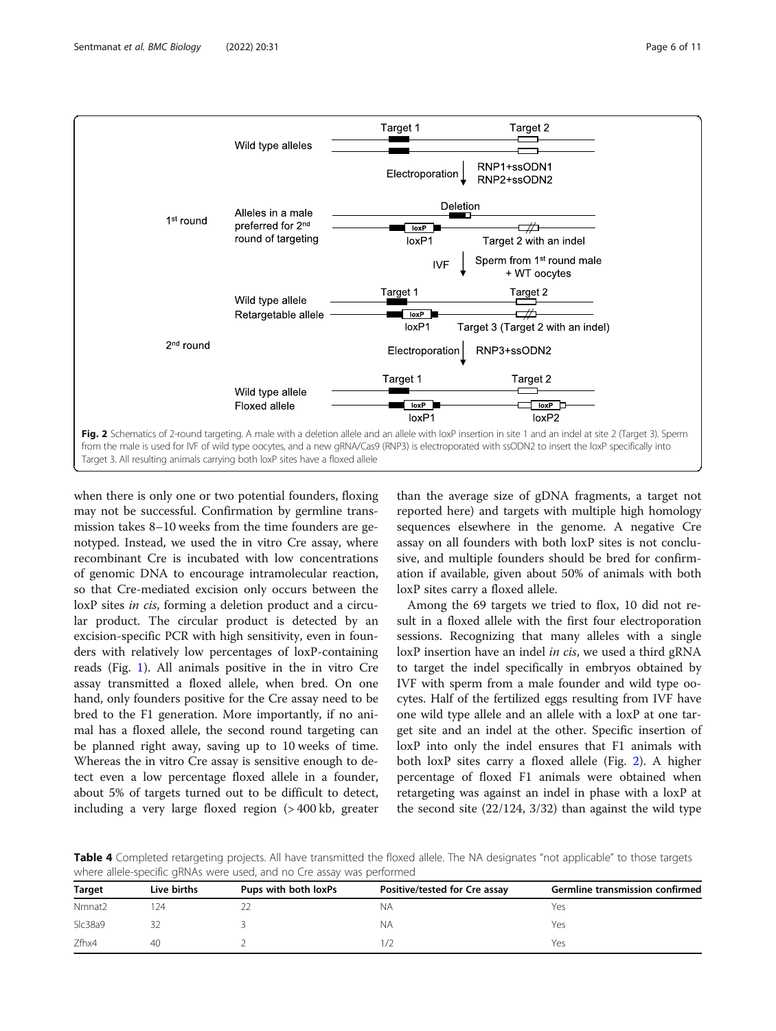Fig. 2 Schematics of 2-round targeting. A male with a deletion allele and an allele with loxP insertion in site 1 and an indel at site 2 (Target 3). Sperm from the male is used for IVF of wild type oocytes, and a new gRNA/Cas9 (RNP3) is electroporated with ssODN2 to insert the loxP specifically into Target 3. All resulting animals carrying both loxP sites have a floxed allele

when there is only one or two potential founders, floxing may not be successful. Confirmation by germline transmission takes 8–10 weeks from the time founders are genotyped. Instead, we used the in vitro Cre assay, where recombinant Cre is incubated with low concentrations of genomic DNA to encourage intramolecular reaction, so that Cre-mediated excision only occurs between the loxP sites *in cis*, forming a deletion product and a circular product. The circular product is detected by an excision-specific PCR with high sensitivity, even in founders with relatively low percentages of loxP-containing reads (Fig. 1). All animals positive in the in vitro Cre assay transmitted a floxed allele, when bred. On one hand, only founders positive for the Cre assay need to be bred to the F1 generation. More importantly, if no animal has a floxed allele, the second round targeting can be planned right away, saving up to 10 weeks of time. Whereas the in vitro Cre assay is sensitive enough to detect even a low percentage floxed allele in a founder, about 5% of targets turned out to be difficult to detect, including a very large floxed region (> 400 kb, greater than the average size of gDNA fragments, a target not reported here) and targets with multiple high homology sequences elsewhere in the genome. A negative Cre assay on all founders with both loxP sites is not conclusive, and multiple founders should be bred for confirmation if available, given about 50% of animals with both loxP sites carry a floxed allele.

Among the 69 targets we tried to flox, 10 did not result in a floxed allele in the first four electroporation sessions. Recognizing that many alleles with a single loxP insertion have an indel *in cis*, we used a third gRNA to target the indel specifically in embryos obtained by IVF with sperm from a male founder and wild type oocytes. Half of the fertilized eggs resulting from IVF have one wild type allele and an allele with a loxP at one target site and an indel at the other. Specific insertion of loxP into only the indel ensures that F1 animals with both loxP sites carry a floxed allele (Fig. 2). A higher percentage of floxed F1 animals were obtained when retargeting was against an indel in phase with a loxP at the second site (22/124, 3/32) than against the wild type

Table 4 Completed retargeting projects. All have transmitted the floxed allele. The NA designates "not applicable" to those targets where allele-specific gRNAs were used, and no Cre assay was performed

| Target | Live births | Pups with both loxPs | Positive/tested for Cre assay | Germline transmission confirmed |
|---|---|---|---|---|
| Nmnat2 | 124 | 22 | NA | Yes |
| Slc38a9 | 32 | 3 | NA | Yes |
| Zfhx4 | 40 | 2 | 1/2 | Yes |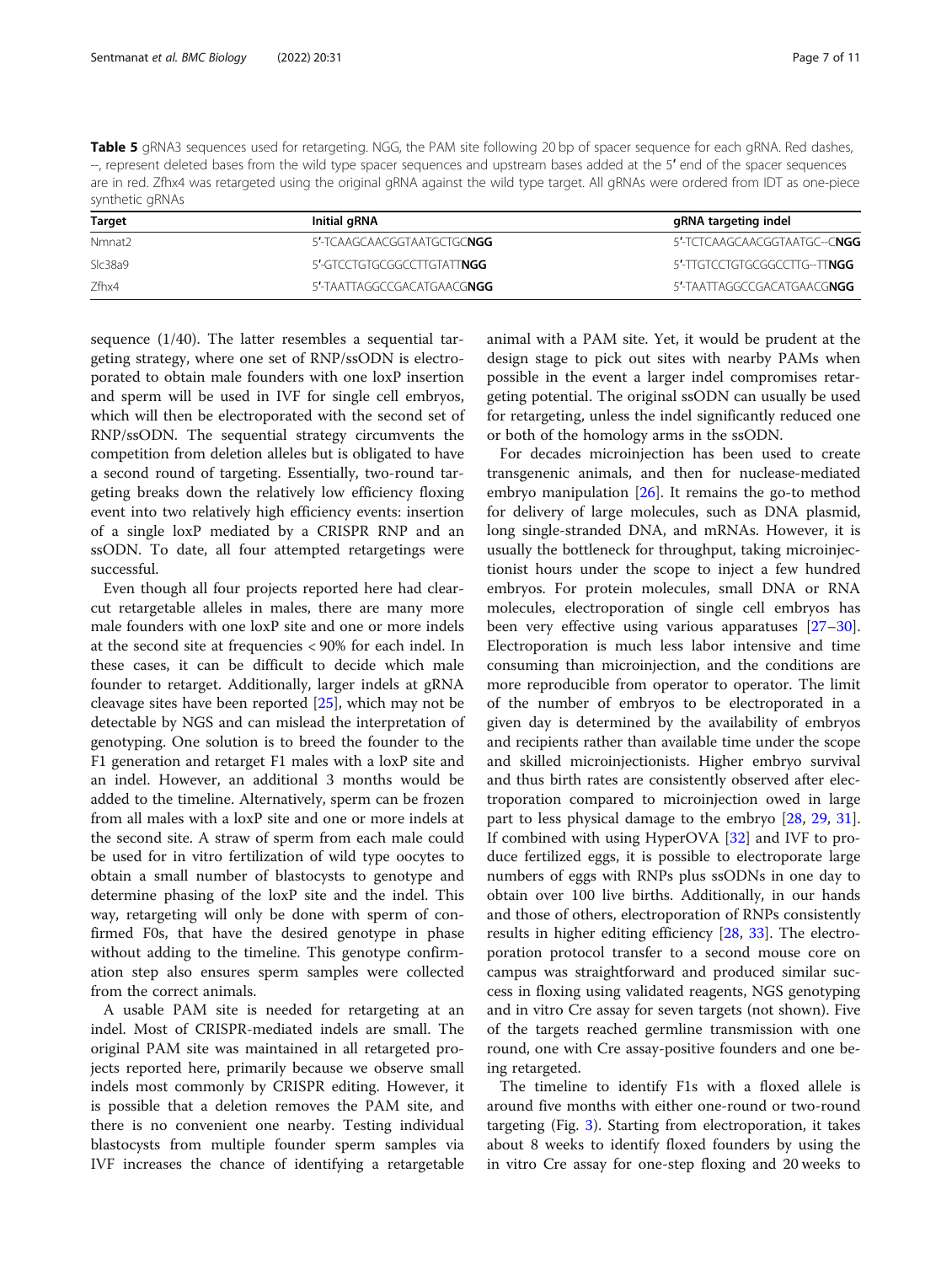**Table 5** gRNA3 sequences used for retargeting. NGG, the PAM site following 20 bp of spacer sequence for each gRNA. Red dashes, --, represent deleted bases from the wild type spacer sequences and upstream bases added at the 5′ end of the spacer sequences are in red. Zfhx4 was retargeted using the original gRNA against the wild type target. All gRNAs were ordered from IDT as one-piece synthetic gRNAs

| Target | Initial gRNA | gRNA targeting indel |
|---|---|---|
| Nmnat2 | 5′-TCAAGCAACGGTAATGCTGC**NGG** | 5′-TCTCAAGCAACGGTAATGC--C**NGG** |
| Slc38a9 | 5′-GTCCTGTGCGGCCTTGTATT**NGG** | 5′-TTGTCCTGTGCGGCCTTG--TT**NGG** |
| Zfhx4 | 5′-TAATTAGGCCGACATGAACG**NGG** | 5′-TAATTAGGCCGACATGAACG**NGG** |

sequence (1/40). The latter resembles a sequential targeting strategy, where one set of RNP/ssODN is electroporated to obtain male founders with one loxP insertion and sperm will be used in IVF for single cell embryos, which will then be electroporated with the second set of RNP/ssODN. The sequential strategy circumvents the competition from deletion alleles but is obligated to have a second round of targeting. Essentially, two-round targeting breaks down the relatively low efficiency floxing event into two relatively high efficiency events: insertion of a single loxP mediated by a CRISPR RNP and an ssODN. To date, all four attempted retargetings were successful.

Even though all four projects reported here had clear-cut retargetable alleles in males, there are many more male founders with one loxP site and one or more indels at the second site at frequencies < 90% for each indel. In these cases, it can be difficult to decide which male founder to retarget. Additionally, larger indels at gRNA cleavage sites have been reported [25], which may not be detectable by NGS and can mislead the interpretation of genotyping. One solution is to breed the founder to the F1 generation and retarget F1 males with a loxP site and an indel. However, an additional 3 months would be added to the timeline. Alternatively, sperm can be frozen from all males with a loxP site and one or more indels at the second site. A straw of sperm from each male could be used for in vitro fertilization of wild type oocytes to obtain a small number of blastocysts to genotype and determine phasing of the loxP site and the indel. This way, retargeting will only be done with sperm of confirmed F0s, that have the desired genotype in phase without adding to the timeline. This genotype confirmation step also ensures sperm samples were collected from the correct animals.

A usable PAM site is needed for retargeting at an indel. Most of CRISPR-mediated indels are small. The original PAM site was maintained in all retargeted projects reported here, primarily because we observe small indels most commonly by CRISPR editing. However, it is possible that a deletion removes the PAM site, and there is no convenient one nearby. Testing individual blastocysts from multiple founder sperm samples via IVF increases the chance of identifying a retargetable animal with a PAM site. Yet, it would be prudent at the design stage to pick out cut sites with nearby PAMs when possible in the event a larger indel compromises retargeting potential. The original ssODN can usually be used for retargeting, unless the indel significantly reduced one or both of the homology arms in the ssODN.

For decades microinjection has been used to create transgenic animals, and then for nuclease-mediated embryo manipulation [26]. It remains the go-to method for delivery of large molecules, such as DNA plasmid, long single-stranded DNA, and mRNAs. However, it is usually the bottleneck for throughput, taking microinjectionist hours under the scope to inject a few hundred embryos. For protein molecules, small DNA or RNA molecules, electroporation of single cell embryos has been very effective using various apparatuses [27–30]. Electroporation is much less labor intensive and time consuming than microinjection, and the conditions are more reproducible from operator to operator. The limit of the number of embryos to be electroporated in a given day is determined by the availability of embryos and recipients rather than available time under the scope and skilled microinjectionists. Higher embryo survival and thus birth rates are consistently observed after electroporation compared to microinjection owed in large part to less physical damage to the embryo [28, 29, 31]. If combined with using HyperOVA [32] and IVF to produce fertilized eggs, it is possible to electroporate large numbers of eggs with RNPs plus ssODNs in one day to obtain over 100 live births. Additionally, in our hands and those of others, electroporation of RNPs consistently results in higher editing efficiency [28, 33]. The electroporation protocol transfer to a second mouse core on campus was straightforward and produced similar success in floxing using validated reagents, NGS genotyping and in vitro Cre assay for seven targets (not shown). Five of the targets reached germline transmission with one round, one with Cre assay-positive founders and one being retargeted.

The timeline to identify F1s with a floxed allele is around five months with either one-round or two-round targeting (Fig. 3). Starting from electroporation, it takes about 8 weeks to identify floxed founders by using the in vitro Cre assay for one-step floxing and 20 weeks to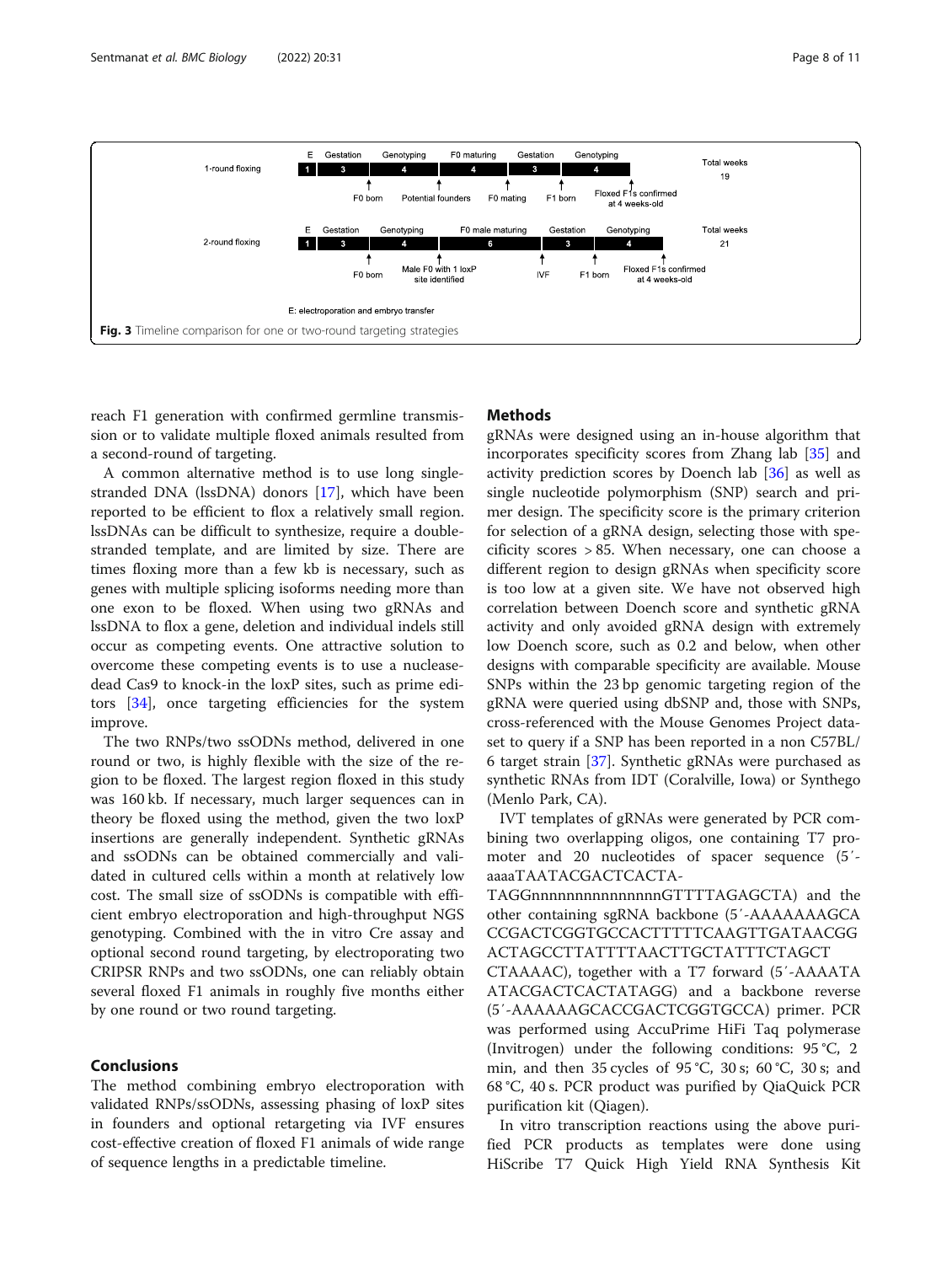Fig. 3 Timeline comparison for one or two-round targeting strategies

reach F1 generation with confirmed germline transmission or to validate multiple floxed animals resulted from a second-round of targeting.

A common alternative method is to use long single-stranded DNA (lssDNA) donors [17], which have been reported to be efficient to flox a relatively small region. lssDNAs can be difficult to synthesize, require a double-stranded template, and are limited by size. There are times floxing more than a few kb is necessary, such as genes with multiple splicing isoforms needing more than one exon to be floxed. When using two gRNAs and lssDNA to flox a gene, deletion and individual indels still occur as competing events. One attractive solution to overcome these competing events is to use a nuclease-dead Cas9 to knock-in the loxP sites, such as prime editors [34], once targeting efficiencies for the system improve.

The two RNPs/two ssODNs method, delivered in one round or two, is highly flexible with the size of the region to be floxed. The largest region floxed in this study was 160 kb. If necessary, much larger sequences can in theory be floxed using the method, given the two loxP insertions are generally independent. Synthetic gRNAs and ssODNs can be obtained commercially and validated in cultured cells within a month at relatively low cost. The small size of ssODNs is compatible with efficient embryo electroporation and high-throughput NGS genotyping. Combined with the in vitro Cre assay and optional second round targeting, by electroporating two CRIPSR RNPs and two ssODNs, one can reliably obtain several floxed F1 animals in roughly five months either by one round or two round targeting.

## Conclusions

The method combining embryo electroporation with validated RNPs/ssODNs, assessing phasing of loxP sites in founders and optional retargeting via IVF ensures cost-effective creation of floxed F1 animals of wide range of sequence lengths in a predictable timeline.

## Methods

gRNAs were designed using an in-house algorithm that incorporates specificity scores from Zhang lab [35] and activity prediction scores by Doench lab [36] as well as single nucleotide polymorphism (SNP) search and primer design. The specificity score is the primary criterion for selection of a gRNA design, selecting those with specificity scores > 85. When necessary, one can choose a different region to design gRNAs when specificity score is too low at a given site. We have not observed high correlation between Doench score and synthetic gRNA activity and only avoided gRNA design with extremely low Doench score, such as 0.2 and below, when other designs with comparable specificity are available. Mouse SNPs within the 23 bp genomic targeting region of the gRNA were queried using dbSNP and, those with SNPs, cross-referenced with the Mouse Genomes Project dataset to query if a SNP has been reported in a non C57BL/6 target strain [37]. Synthetic gRNAs were purchased as synthetic RNAs from IDT (Coralville, Iowa) or Synthego (Menlo Park, CA).

IVT templates of gRNAs were generated by PCR combining two overlapping oligos, one containing T7 promoter and 20 nucleotides of spacer sequence (5′-aaaaTAATACGACTCACTA-TAGGnnnnnnnnnnnnnnnnGTTTTAGAGCTA) and the other containing sgRNA backbone (5′-AAAAAAAGCACCGACTCGGTGCCACTTTTTCAAGTTGATAACGGACTAGCCTTATTTTAACTTGCTATTTCTAGCTCTAAAAC), together with a T7 forward (5′-AAAATAATACGACTCACTATAGG) and a backbone reverse (5′-AAAAAAGCACCGACTCGGTGCCA) primer. PCR was performed using AccuPrime HiFi Taq polymerase (Invitrogen) under the following conditions: 95 °C, 2 min, and then 35 cycles of 95 °C, 30 s; 60 °C, 30 s; and 68 °C, 40 s. PCR product was purified by QiaQuick PCR purification kit (Qiagen).

In vitro transcription reactions using the above purified PCR products as templates were done using HiScribe T7 Quick High Yield RNA Synthesis Kit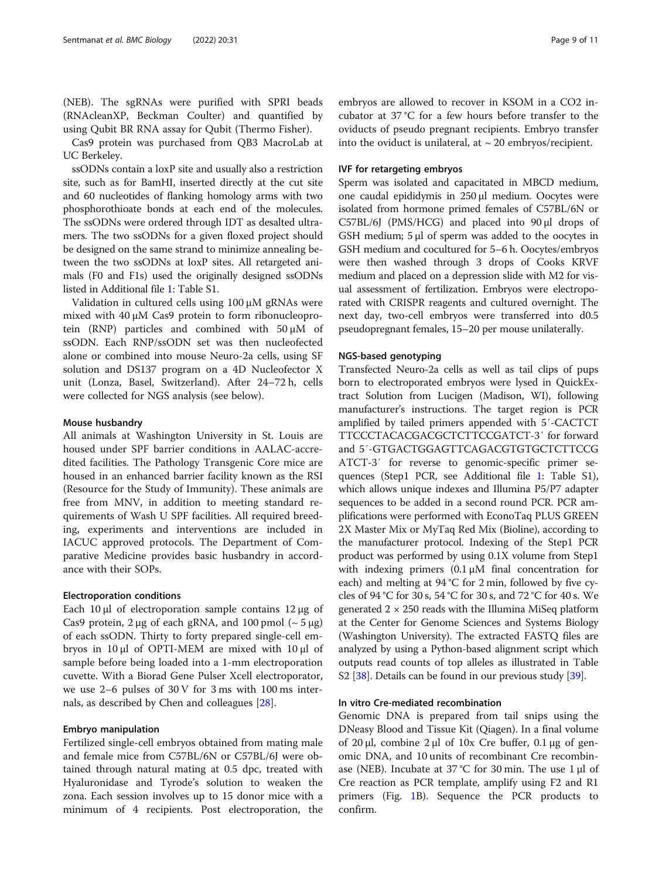(NEB). The sgRNAs were purified with SPRI beads (RNAcleanXP, Beckman Coulter) and quantified by using Qubit BR RNA assay for Qubit (Thermo Fisher).

Cas9 protein was purchased from QB3 MacroLab at UC Berkeley.

ssODNs contain a loxP site and usually also a restriction site, such as for BamHI, inserted directly at the cut site and 60 nucleotides of flanking homology arms with two phosphorothioate bonds at each end of the molecules. The ssODNs were ordered through IDT as desalted ultramers. The two ssODNs for a given floxed project should be designed on the same strand to minimize annealing between the two ssODNs at loxP sites. All retargeted animals (F0 and F1s) used the originally designed ssODNs listed in Additional file 1: Table S1.

Validation in cultured cells using 100 μM gRNAs were mixed with 40 μM Cas9 protein to form ribonucleoprotein (RNP) particles and combined with 50 μM of ssODN. Each RNP/ssODN set was then nucleofected alone or combined into mouse Neuro-2a cells, using SF solution and DS137 program on a 4D Nucleofector X unit (Lonza, Basel, Switzerland). After 24–72 h, cells were collected for NGS analysis (see below).

#### Mouse husbandry

All animals at Washington University in St. Louis are housed under SPF barrier conditions in AALAC-accredited facilities. The Pathology Transgenic Core mice are housed in an enhanced barrier facility known as the RSI (Resource for the Study of Immunity). These animals are free from MNV, in addition to meeting standard requirements of Wash U SPF facilities. All required breeding, experiments and interventions are included in IACUC approved protocols. The Department of Comparative Medicine provides basic husbandry in accordance with their SOPs.

#### Electroporation conditions

Each 10 μl of electroporation sample contains 12 μg of Cas9 protein, 2 μg of each gRNA, and 100 pmol (~ 5 μg) of each ssODN. Thirty to forty prepared single-cell embryos in 10 μl of OPTI-MEM are mixed with 10 μl of sample before being loaded into a 1-mm electroporation cuvette. With a Biorad Gene Pulser Xcell electroporator, we use 2–6 pulses of 30 V for 3 ms with 100 ms internals, as described by Chen and colleagues [28].

#### Embryo manipulation

Fertilized single-cell embryos obtained from mating male and female mice from C57BL/6N or C57BL/6J were obtained through natural mating at 0.5 dpc, treated with Hyaluronidase and Tyrode's solution to weaken the zona. Each session involves up to 15 donor mice with a minimum of 4 recipients. Post electroporation, the embryos are allowed to recover in KSOM in a CO2 incubator at 37 °C for a few hours before transfer to the oviducts of pseudo pregnant recipients. Embryo transfer into the oviduct is unilateral, at ~ 20 embryos/recipient.

#### IVF for retargeting embryos

Sperm was isolated and capacitated in MBCD medium, one caudal epididymis in 250 μl medium. Oocytes were isolated from hormone primed females of C57BL/6N or C57BL/6J (PMS/HCG) and placed into 90 μl drops of GSH medium; 5 μl of sperm was added to the oocytes in GSH medium and cocultured for 5–6 h. Oocytes/embryos were then washed through 3 drops of Cooks KRVF medium and placed on a depression slide with M2 for visual assessment of fertilization. Embryos were electroporated with CRISPR reagents and cultured overnight. The next day, two-cell embryos were transferred into d0.5 pseudopregnant females, 15–20 per mouse unilaterally.

#### NGS-based genotyping

Transfected Neuro-2a cells as well as tail clips of pups born to electroporated embryos were lysed in QuickExtract Solution from Lucigen (Madison, WI), following manufacturer's instructions. The target region is PCR amplified by tailed primers appended with 5′-CACTCTTTCCCTACACGACGCTCTTCCGATCT-3′ for forward and 5′-GTGACTGGAGTTCAGACGTGTGCTCTTCCGATCT-3′ for reverse to genomic-specific primer sequences (Step1 PCR, see Additional file 1: Table S1), which allows unique indexes and Illumina P5/P7 adapter sequences to be added in a second round PCR. PCR amplifications were performed with EconoTaq PLUS GREEN 2X Master Mix or MyTaq Red Mix (Bioline), according to the manufacturer protocol. Indexing of the Step1 PCR product was performed by using 0.1X volume from Step1 with indexing primers (0.1 μM final concentration for each) and melting at 94 °C for 2 min, followed by five cycles of 94 °C for 30 s, 54 °C for 30 s, and 72 °C for 40 s. We generated 2 × 250 reads with the Illumina MiSeq platform at the Center for Genome Sciences and Systems Biology (Washington University). The extracted FASTQ files are analyzed by using a Python-based alignment script which outputs read counts of top alleles as illustrated in Table S2 [38]. Details can be found in our previous study [39].

#### In vitro Cre-mediated recombination

Genomic DNA is prepared from tail snips using the DNeasy Blood and Tissue Kit (Qiagen). In a final volume of 20 μl, combine 2 μl of 10x Cre buffer, 0.1 μg of genomic DNA, and 10 units of recombinant Cre recombinase (NEB). Incubate at 37 °C for 30 min. The use 1 μl of Cre reaction as PCR template, amplify using F2 and R1 primers (Fig. 1B). Sequence the PCR products to confirm.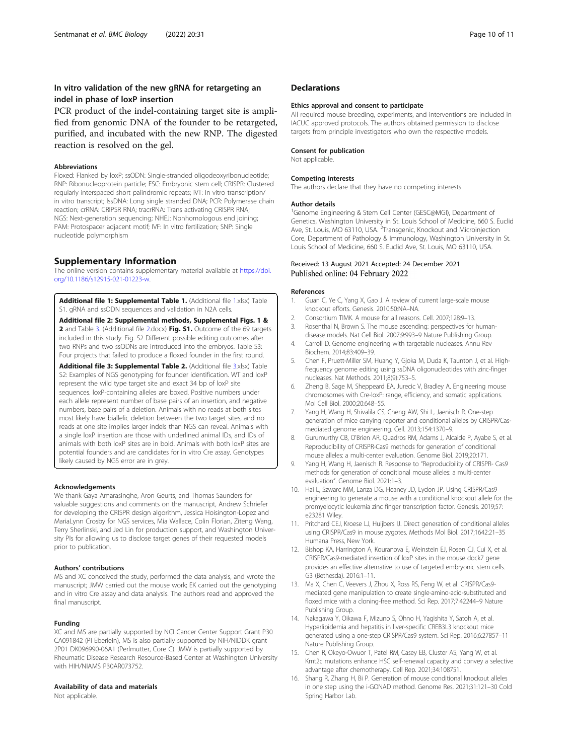### In vitro validation of the new gRNA for retargeting an indel in phase of loxP insertion

PCR product of the indel-containing target site is amplified from genomic DNA of the founder to be retargeted, purified, and incubated with the new RNP. The digested reaction is resolved on the gel.

#### Abbreviations

Floxed: Flanked by loxP; ssODN: Single-stranded oligodeoxyribonucleotide; RNP: Ribonucleoprotein particle; ESC: Embryonic stem cell; CRISPR: Clustered regularly interspaced short palindromic repeats; IVT: In vitro transcription/in vitro transcript; lssDNA: Long single stranded DNA; PCR: Polymerase chain reaction; crRNA: CRIPSR RNA; tracrRNA: Trans activating CRISPR RNA; NGS: Next-generation sequencing; NHEJ: Nonhomologous end joining; PAM: Protospacer adjacent motif; IVF: In vitro fertilization; SNP: Single nucleotide polymorphism

## Supplementary Information

The online version contains supplementary material available at https://doi.org/10.1186/s12915-021-01223-w.

**Additional file 1: Supplemental Table 1.** (Additional file 1.xlsx) Table S1. gRNA and ssODN sequences and validation in N2A cells.

**Additional file 2: Supplemental methods, Supplemental Figs. 1 & 2** and Table 3. (Additional file 2.docx) **Fig. S1.** Outcome of the 69 targets included in this study. Fig. S2 Different possible editing outcomes after two RNPs and two ssODNs are introduced into the embryos. Table S3: Four projects that failed to produce a floxed founder in the first round.

**Additional file 3: Supplemental Table 2.** (Additional file 3.xlsx) Table S2: Examples of NGS genotyping for founder identification. WT and loxP represent the wild type target site and exact 34 bp of loxP site sequences. loxP-containing alleles are boxed. Positive numbers under each allele represent number of base pairs of an insertion, and negative numbers, base pairs of a deletion. Animals with no reads at both sites most likely have biallelic deletion between the two target sites, and no reads at one site implies larger indels than NGS can reveal. Animals with a single loxP insertion are those with underlined animal IDs, and IDs of animals with both loxP sites are in bold. Animals with both loxP sites are potential founders and are candidates for in vitro Cre assay. Genotypes likely caused by NGS error are in grey.

#### Acknowledgements

We thank Gaya Amarasinghe, Aron Geurts, and Thomas Saunders for valuable suggestions and comments on the manuscript, Andrew Schriefer for developing the CRISPR design algorithm, Jessica Hoisington-Lopez and MariaLynn Crosby for NGS services, Mia Wallace, Colin Florian, Ziteng Wang, Terry Sherlinski, and Jed Lin for production support, and Washington University PIs for allowing us to disclose target genes of their requested models prior to publication.

#### Authors' contributions

MS and XC conceived the study, performed the data analysis, and wrote the manuscript; JMW carried out the mouse work; EK carried out the genotyping and in vitro Cre assay and data analysis. The authors read and approved the final manuscript.

#### Funding

XC and MS are partially supported by NCI Cancer Center Support Grant P30 CA091842 (PI Eberlein), MS is also partially supported by NIH/NIDDK grant 2P01 DK096990-06A1 (Perlmutter, Core C). JMW is partially supported by Rheumatic Disease Research Resource-Based Center at Washington University with HIH/NIAMS P30AR073752.

#### Availability of data and materials

Not applicable.

## Declarations

#### Ethics approval and consent to participate

All required mouse breeding, experiments, and interventions are included in IACUC approved protocols. The authors obtained permission to disclose targets from principle investigators who own the respective models.

#### Consent for publication

Not applicable.

#### Competing interests

The authors declare that they have no competing interests.

#### Author details

[1]Genome Engineering & Stem Cell Center (GESC@MGI), Department of Genetics, Washington University in St. Louis School of Medicine, 660 S. Euclid Ave, St. Louis, MO 63110, USA. [2]Transgenic, Knockout and Microinjection Core, Department of Pathology & Immunology, Washington University in St. Louis School of Medicine, 660 S. Euclid Ave, St. Louis, MO 63110, USA.

Received: 13 August 2021 Accepted: 24 December 2021
Published online: 04 February 2022

#### References

1. Guan C, Ye C, Yang X, Gao J. A review of current large-scale mouse knockout efforts. Genesis. 2010;50:NA–NA.
2. Consortium TIMK. A mouse for all reasons. Cell. 2007;128:9–13.
3. Rosenthal N, Brown S. The mouse ascending: perspectives for human-disease models. Nat Cell Biol. 2007;9:993–9 Nature Publishing Group.
4. Carroll D. Genome engineering with targetable nucleases. Annu Rev Biochem. 2014;83:409–39.
5. Chen F, Pruett-Miller SM, Huang Y, Gjoka M, Duda K, Taunton J, et al. High-frequency genome editing using ssDNA oligonucleotides with zinc-finger nucleases. Nat Methods. 2011;8(9):753–5.
6. Zheng B, Sage M, Sheppeard EA, Jurecic V, Bradley A. Engineering mouse chromosomes with Cre-loxP: range, efficiency, and somatic applications. Mol Cell Biol. 2000;20:648–55.
7. Yang H, Wang H, Shivalila CS, Cheng AW, Shi L, Jaenisch R. One-step generation of mice carrying reporter and conditional alleles by CRISPR/Cas-mediated genome engineering. Cell. 2013;154:1370–9.
8. Gurumurthy CB, O'Brien AR, Quadros RM, Adams J, Alcaide P, Ayabe S, et al. Reproducibility of CRISPR-Cas9 methods for generation of conditional mouse alleles: a multi-center evaluation. Genome Biol. 2019;20:171.
9. Yang H, Wang H, Jaenisch R. Response to "Reproducibility of CRISPR- Cas9 methods for generation of conditional mouse alleles: a multi-center evaluation". Genome Biol. 2021:1–3.
10. Hai L, Szwarc MM, Lanza DG, Heaney JD, Lydon JP. Using CRISPR/Cas9 engineering to generate a mouse with a conditional knockout allele for the promyelocytic leukemia zinc finger transcription factor. Genesis. 2019;57:e23281 Wiley.
11. Pritchard CEJ, Kroese LJ, Huijbers IJ. Direct generation of conditional alleles using CRISPR/Cas9 in mouse zygotes. Methods Mol Biol. 2017;1642:21–35 Humana Press, New York.
12. Bishop KA, Harrington A, Kouranova E, Weinstein EJ, Rosen CJ, Cui X, et al. CRISPR/Cas9-mediated insertion of loxP sites in the mouse dock7 gene provides an effective alternative to use of targeted embryonic stem cells. G3 (Bethesda). 2016:1–11.
13. Ma X, Chen C, Veevers J, Zhou X, Ross RS, Feng W, et al. CRISPR/Cas9-mediated gene manipulation to create single-amino-acid-substituted and floxed mice with a cloning-free method. Sci Rep. 2017;7:42244–9 Nature Publishing Group.
14. Nakagawa Y, Oikawa F, Mizuno S, Ohno H, Yagishita Y, Satoh A, et al. Hyperlipidemia and hepatitis in liver-specific CREB3L3 knockout mice generated using a one-step CRISPR/Cas9 system. Sci Rep. 2016;6:27857–11 Nature Publishing Group.
15. Chen R, Okeyo-Owuor T, Patel RM, Casey EB, Cluster AS, Yang W, et al. Kmt2c mutations enhance HSC self-renewal capacity and convey a selective advantage after chemotherapy. Cell Rep. 2021;34:108751.
16. Shang R, Zhang H, Bi P. Generation of mouse conditional knockout alleles in one step using the i-GONAD method. Genome Res. 2021;31:121–30 Cold Spring Harbor Lab.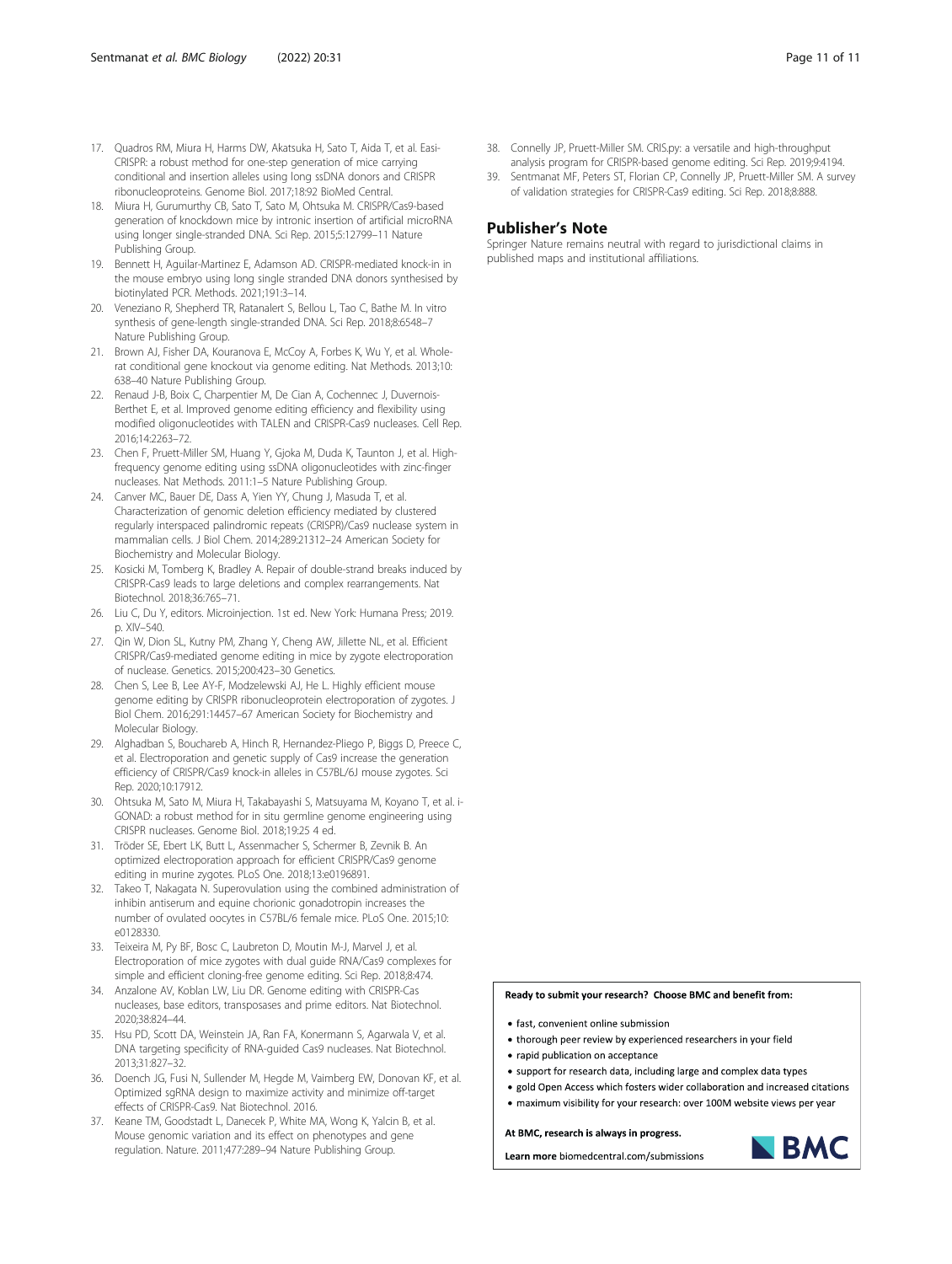17. Quadros RM, Miura H, Harms DW, Akatsuka H, Sato T, Aida T, et al. Easi-CRISPR: a robust method for one-step generation of mice carrying conditional and insertion alleles using long ssDNA donors and CRISPR ribonucleoproteins. Genome Biol. 2017;18:92 BioMed Central.
18. Miura H, Gurumurthy CB, Sato T, Sato M, Ohtsuka M. CRISPR/Cas9-based generation of knockdown mice by intronic insertion of artificial microRNA using longer single-stranded DNA. Sci Rep. 2015;5:12799–11 Nature Publishing Group.
19. Bennett H, Aguilar-Martinez E, Adamson AD. CRISPR-mediated knock-in in the mouse embryo using long single stranded DNA donors synthesised by biotinylated PCR. Methods. 2021;191:3–14.
20. Veneziano R, Shepherd TR, Ratanalert S, Bellou L, Tao C, Bathe M. In vitro synthesis of gene-length single-stranded DNA. Sci Rep. 2018;8:6548–7 Nature Publishing Group.
21. Brown AJ, Fisher DA, Kouranova E, McCoy A, Forbes K, Wu Y, et al. Whole-rat conditional gene knockout via genome editing. Nat Methods. 2013;10: 638–40 Nature Publishing Group.
22. Renaud J-B, Boix C, Charpentier M, De Cian A, Cochennec J, Duvernois-Berthet E, et al. Improved genome editing efficiency and flexibility using modified oligonucleotides with TALEN and CRISPR-Cas9 nucleases. Cell Rep. 2016;14:2263–72.
23. Chen F, Pruett-Miller SM, Huang Y, Gjoka M, Duda K, Taunton J, et al. High-frequency genome editing using ssDNA oligonucleotides with zinc-finger nucleases. Nat Methods. 2011:1–5 Nature Publishing Group.
24. Canver MC, Bauer DE, Dass A, Yien YY, Chung J, Masuda T, et al. Characterization of genomic deletion efficiency mediated by clustered regularly interspaced palindromic repeats (CRISPR)/Cas9 nuclease system in mammalian cells. J Biol Chem. 2014;289:21312–24 American Society for Biochemistry and Molecular Biology.
25. Kosicki M, Tomberg K, Bradley A. Repair of double-strand breaks induced by CRISPR-Cas9 leads to large deletions and complex rearrangements. Nat Biotechnol. 2018;36:765–71.
26. Liu C, Du Y, editors. Microinjection. 1st ed. New York: Humana Press; 2019. p. XIV–540.
27. Qin W, Dion SL, Kutny PM, Zhang Y, Cheng AW, Jillette NL, et al. Efficient CRISPR/Cas9-mediated genome editing in mice by zygote electroporation of nuclease. Genetics. 2015;200:423–30 Genetics.
28. Chen S, Lee B, Lee AY-F, Modzelewski AJ, He L. Highly efficient mouse genome editing by CRISPR ribonucleoprotein electroporation of zygotes. J Biol Chem. 2016;291:14457–67 American Society for Biochemistry and Molecular Biology.
29. Alghadban S, Bouchareb A, Hinch R, Hernandez-Pliego P, Biggs D, Preece C, et al. Electroporation and genetic supply of Cas9 increase the generation efficiency of CRISPR/Cas9 knock-in alleles in C57BL/6J mouse zygotes. Sci Rep. 2020;10:17912.
30. Ohtsuka M, Sato M, Miura H, Takabayashi S, Matsuyama M, Koyano T, et al. i-GONAD: a robust method for in situ germline genome engineering using CRISPR nucleases. Genome Biol. 2018;19:25 4 ed.
31. Tröder SE, Ebert LK, Butt L, Assenmacher S, Schermer B, Zevnik B. An optimized electroporation approach for efficient CRISPR/Cas9 genome editing in murine zygotes. PLoS One. 2018;13:e0196891.
32. Takeo T, Nakagata N. Superovulation using the combined administration of inhibin antiserum and equine chorionic gonadotropin increases the number of ovulated oocytes in C57BL/6 female mice. PLoS One. 2015;10: e0128330.
33. Teixeira M, Py BF, Bosc C, Laubreton D, Moutin M-J, Marvel J, et al. Electroporation of mice zygotes with dual guide RNA/Cas9 complexes for simple and efficient cloning-free genome editing. Sci Rep. 2018;8:474.
34. Anzalone AV, Koblan LW, Liu DR. Genome editing with CRISPR-Cas nucleases, base editors, transposases and prime editors. Nat Biotechnol. 2020;38:824–44.
35. Hsu PD, Scott DA, Weinstein JA, Ran FA, Konermann S, Agarwala V, et al. DNA targeting specificity of RNA-guided Cas9 nucleases. Nat Biotechnol. 2013;31:827–32.
36. Doench JG, Fusi N, Sullender M, Hegde M, Vaimberg EW, Donovan KF, et al. Optimized sgRNA design to maximize activity and minimize off-target effects of CRISPR-Cas9. Nat Biotechnol. 2016.
37. Keane TM, Goodstadt L, Danecek P, White MA, Wong K, Yalcin B, et al. Mouse genomic variation and its effect on phenotypes and gene regulation. Nature. 2011;477:289–94 Nature Publishing Group.
38. Connelly JP, Pruett-Miller SM. CRIS.py: a versatile and high-throughput analysis program for CRISPR-based genome editing. Sci Rep. 2019;9:4194.
39. Sentmanat MF, Peters ST, Florian CP, Connelly JP, Pruett-Miller SM. A survey of validation strategies for CRISPR-Cas9 editing. Sci Rep. 2018;8:888.

## Publisher's Note

Springer Nature remains neutral with regard to jurisdictional claims in published maps and institutional affiliations.

**Ready to submit your research? Choose BMC and benefit from:**

- fast, convenient online submission
- thorough peer review by experienced researchers in your field
- rapid publication on acceptance
- support for research data, including large and complex data types
- gold Open Access which fosters wider collaboration and increased citations
- maximum visibility for your research: over 100M website views per year

**At BMC, research is always in progress.**

**Learn more** biomedcentral.com/submissions